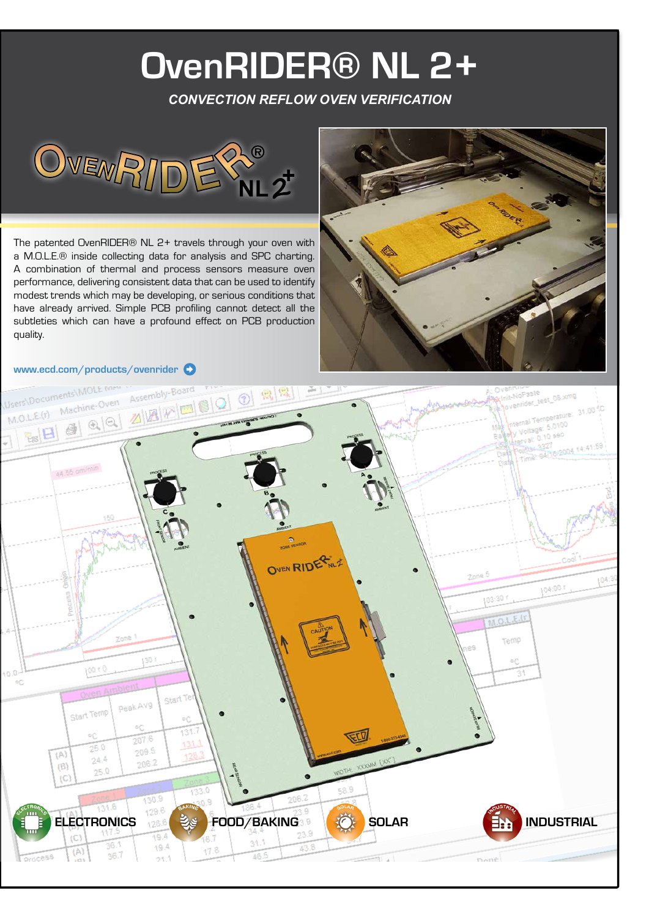# OvenRIDER® NL 2+

***CONVECTION REFLOW OVEN VERIFICATION***

The patented OvenRIDER® NL 2+ travels through your oven with a M.O.L.E.® inside collecting data for analysis and SPC charting. A combination of thermal and process sensors measure oven performance, delivering consistent data that can be used to identify modest trends which may be developing, or serious conditions that have already arrived. Simple PCB profiling cannot detect all the subtleties which can have a profound effect on PCB production quality.

www.ecd.com/products/ovenrider

**ELECTRONICS** **FOOD/BAKING** **SOLAR** **INDUSTRIAL**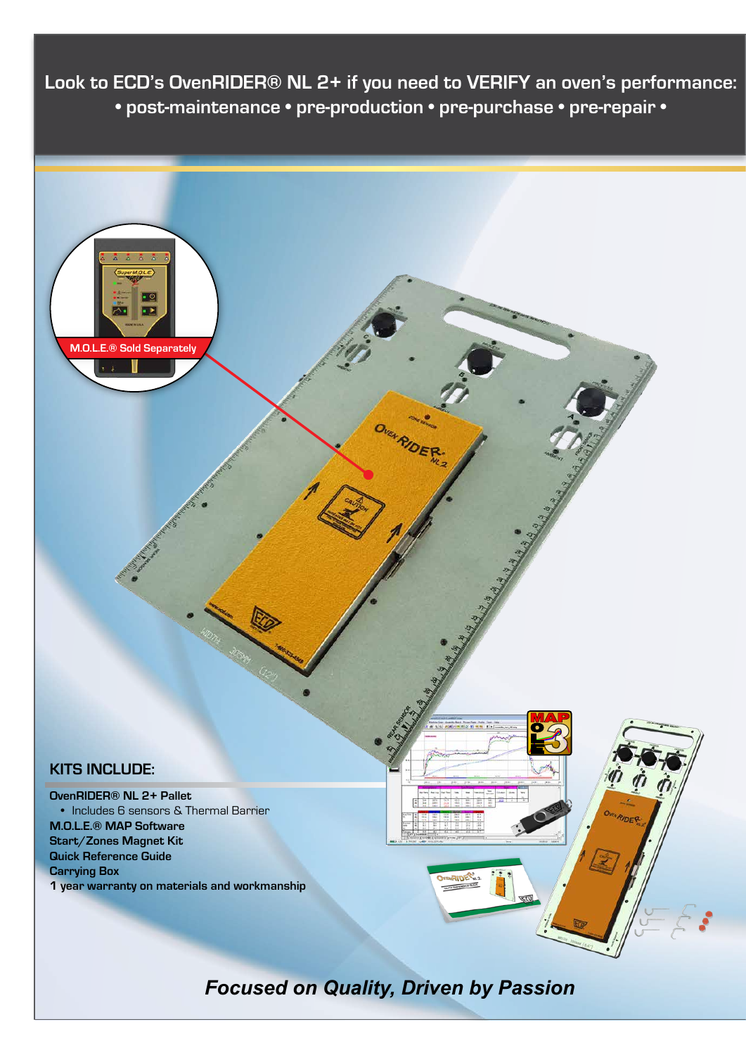**Look to ECD's OvenRIDER® NL 2+ if you need to VERIFY an oven's performance:**
**• post-maintenance • pre-production • pre-purchase • pre-repair •**

M.O.L.E.® Sold Separately

## KITS INCLUDE:

**OvenRIDER® NL 2+ Pallet**

- Includes 6 sensors & Thermal Barrier

**M.O.L.E.® MAP Software**
**Start/Zones Magnet Kit**
**Quick Reference Guide**
**Carrying Box**
**1 year warranty on materials and workmanship**

***Focused on Quality, Driven by Passion***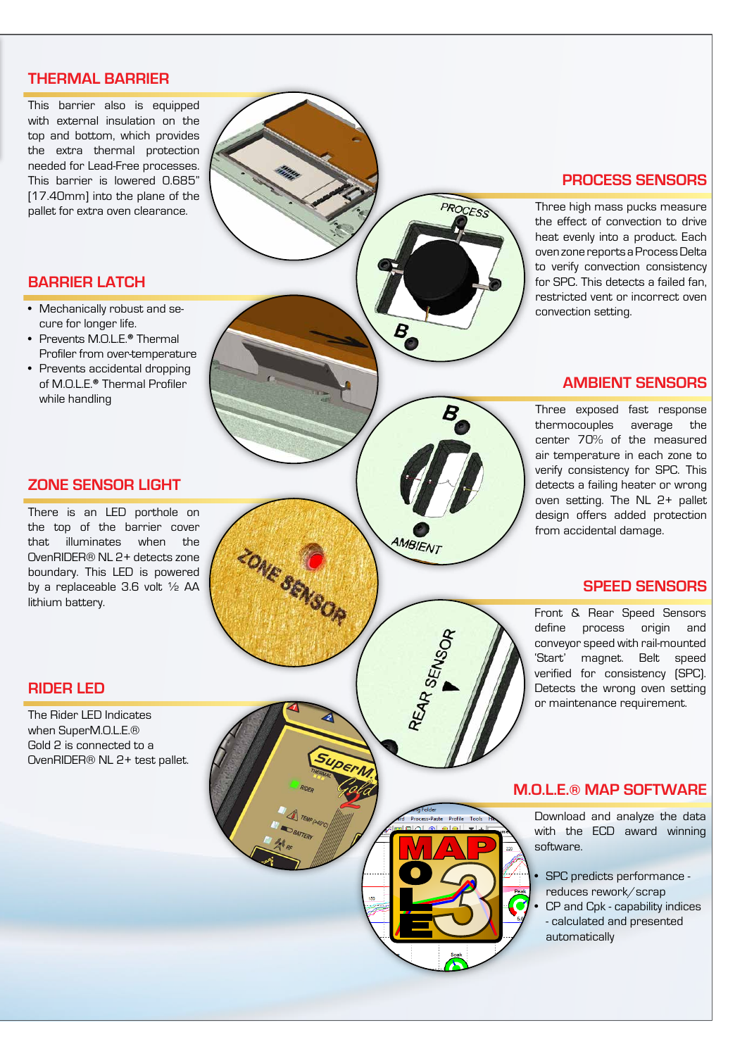## THERMAL BARRIER

This barrier also is equipped with external insulation on the top and bottom, which provides the extra thermal protection needed for Lead-Free processes. This barrier is lowered 0.685" [17.40mm] into the plane of the pallet for extra oven clearance.

## BARRIER LATCH

- Mechanically robust and secure for longer life.
- Prevents M.O.L.E.® Thermal Profiler from over-temperature
- Prevents accidental dropping of M.O.L.E.® Thermal Profiler while handling

## ZONE SENSOR LIGHT

There is an LED porthole on the top of the barrier cover that illuminates when the OvenRIDER® NL 2+ detects zone boundary. This LED is powered by a replaceable 3.6 volt ½ AA lithium battery.

## RIDER LED

The Rider LED Indicates when SuperM.O.L.E.® Gold 2 is connected to a OvenRIDER® NL 2+ test pallet.

## PROCESS SENSORS

Three high mass pucks measure the effect of convection to drive heat evenly into a product. Each oven zone reports a Process Delta to verify convection consistency for SPC. This detects a failed fan, restricted vent or incorrect oven convection setting.

## AMBIENT SENSORS

Three exposed fast response thermocouples average the center 70% of the measured air temperature in each zone to verify consistency for SPC. This detects a failing heater or wrong oven setting. The NL 2+ pallet design offers added protection from accidental damage.

## SPEED SENSORS

Front & Rear Speed Sensors define process origin and conveyor speed with rail-mounted 'Start' magnet. Belt speed verified for consistency (SPC). Detects the wrong oven setting or maintenance requirement.

## M.O.L.E.® MAP SOFTWARE

Download and analyze the data with the ECD award winning software.

- SPC predicts performance - reduces rework/scrap
- CP and Cpk - capability indices - calculated and presented automatically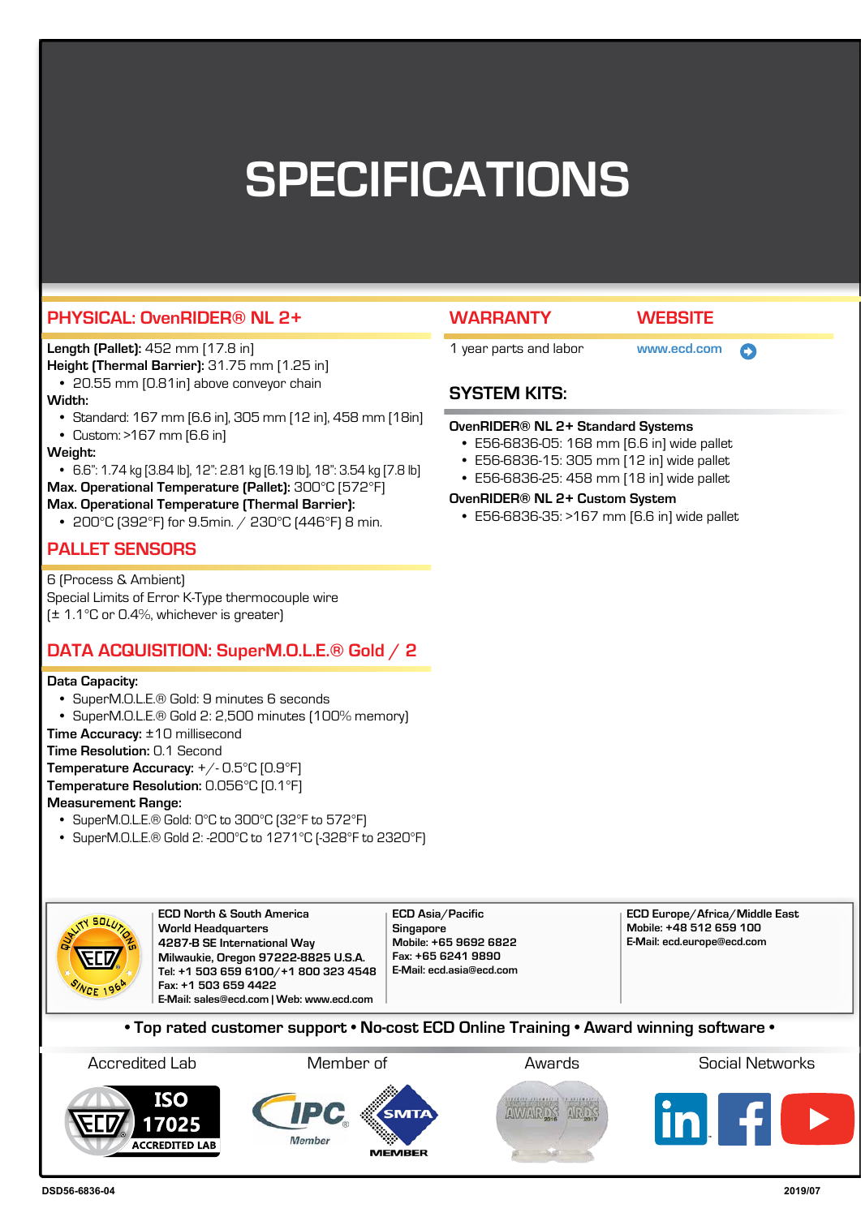# SPECIFICATIONS

## PHYSICAL: OvenRIDER® NL 2+

**Length (Pallet):** 452 mm [17.8 in]
**Height (Thermal Barrier):** 31.75 mm [1.25 in]

- 20.55 mm [0.81in] above conveyor chain

**Width:**

- Standard: 167 mm [6.6 in], 305 mm [12 in], 458 mm [18in]
- Custom: >167 mm [6.6 in]

**Weight:**

- 6.6": 1.74 kg [3.84 lb], 12": 2.81 kg [6.19 lb], 18": 3.54 kg [7.8 lb]

**Max. Operational Temperature (Pallet):** 300°C [572°F]
**Max. Operational Temperature (Thermal Barrier):**

- 200°C (392°F) for 9.5min. / 230°C (446°F) 8 min.

## PALLET SENSORS

6 (Process & Ambient)
Special Limits of Error K-Type thermocouple wire
(± 1.1°C or 0.4%, whichever is greater)

## DATA ACQUISITION: SuperM.O.L.E.® Gold / 2

**Data Capacity:**

- SuperM.O.L.E.® Gold: 9 minutes 6 seconds
- SuperM.O.L.E.® Gold 2: 2,500 minutes (100% memory)

**Time Accuracy:** ±10 millisecond
**Time Resolution:** 0.1 Second
**Temperature Accuracy:** +/- 0.5°C [0.9°F]
**Temperature Resolution:** 0.056°C [0.1°F]
**Measurement Range:**

- SuperM.O.L.E.® Gold: 0°C to 300°C (32°F to 572°F)
- SuperM.O.L.E.® Gold 2: -200°C to 1271°C (-328°F to 2320°F)

## WARRANTY

1 year parts and labor

## WEBSITE

www.ecd.com

## SYSTEM KITS:

**OvenRIDER® NL 2+ Standard Systems**

- E56-6836-05: 168 mm [6.6 in] wide pallet
- E56-6836-15: 305 mm [12 in] wide pallet
- E56-6836-25: 458 mm [18 in] wide pallet

**OvenRIDER® NL 2+ Custom System**

- E56-6836-35: >167 mm [6.6 in] wide pallet

**ECD North & South America**
**World Headquarters**
**4287-B SE International Way**
**Milwaukie, Oregon 97222-8825 U.S.A.**
**Tel: +1 503 659 6100/+1 800 323 4548**
**Fax: +1 503 659 4422**
**E-Mail: sales@ecd.com | Web: www.ecd.com**

**ECD Asia/Pacific**
**Singapore**
**Mobile: +65 9692 6822**
**Fax: +65 6241 9890**
**E-Mail: ecd.asia@ecd.com**

**ECD Europe/Africa/Middle East**
**Mobile: +48 512 659 100**
**E-Mail: ecd.europe@ecd.com**

**• Top rated customer support • No-cost ECD Online Training • Award winning software •**

Accredited Lab — Member of — Awards — Social Networks

DSD56-6836-04 2019/07